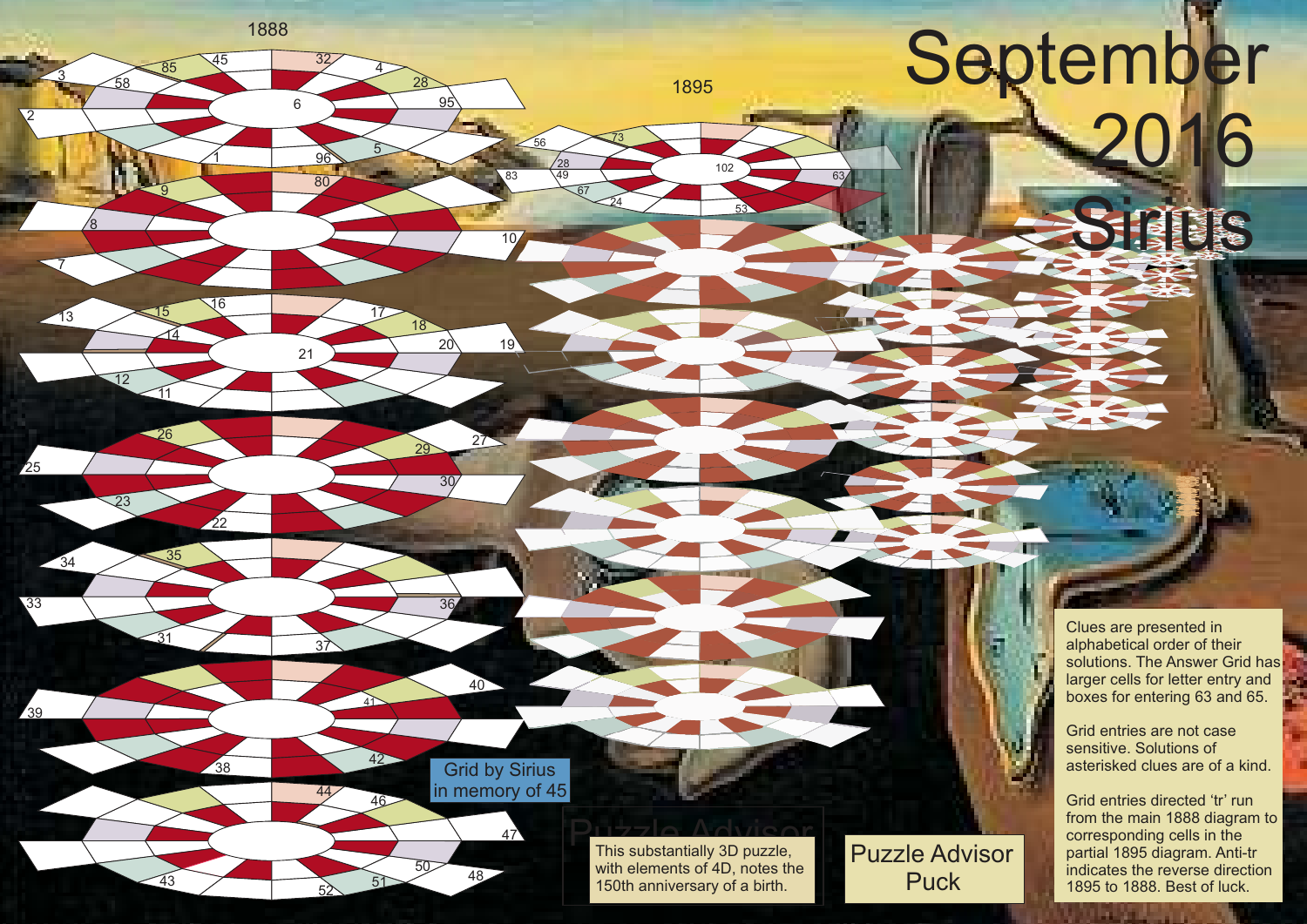# September 2016

# Sirius

1888

1895

Grid by Sirius in memory of 45

This substantially 3D puzzle, with elements of 4D, notes the 150th anniversary of a birth.

Puzzle Advisor Puck

Clues are presented in alphabetical order of their solutions. The Answer Grid has larger cells for letter entry and boxes for entering 63 and 65.

Grid entries are not case sensitive. Solutions of asterisked clues are of a kind.

Grid entries directed 'tr' run from the main 1888 diagram to corresponding cells in the partial 1895 diagram. Anti-tr indicates the reverse direction 1895 to 1888. Best of luck.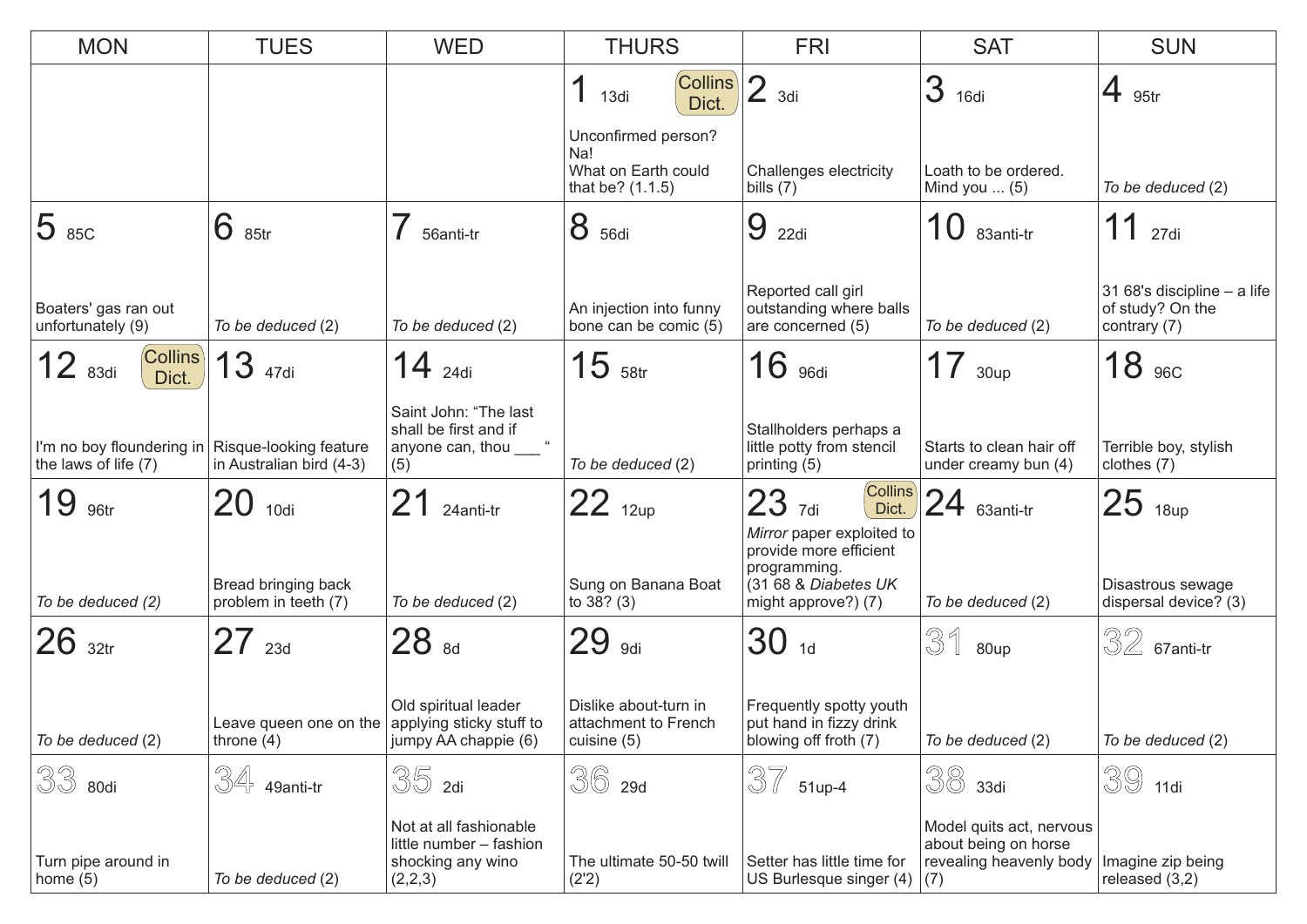| MON | TUES | WED | THURS | FRI | SAT | SUN |
|---|---|---|---|---|---|---|
| | | | 1 13di (Collins Dict.) Unconfirmed person? Na! What on Earth could that be? (1.1.5) | 2 3di Challenges electricity bills (7) | 3 16di Loath to be ordered. Mind you ... (5) | 4 95tr *To be deduced* (2) |
| 5 85C Boaters' gas ran out unfortunately (9) | 6 85tr *To be deduced* (2) | 7 56anti-tr *To be deduced* (2) | 8 56di An injection into funny bone can be comic (5) | 9 22di Reported call girl outstanding where balls are concerned (5) | 10 83anti-tr *To be deduced* (2) | 11 27di 31 68's discipline – a life of study? On the contrary (7) |
| 12 83di (Collins Dict.) I'm no boy floundering in the laws of life (7) | 13 47di Risque-looking feature in Australian bird (4-3) | 14 24di Saint John: "The last shall be first and if anyone can, thou ___ " (5) | 15 58tr *To be deduced* (2) | 16 96di Stallholders perhaps a little potty from stencil printing (5) | 17 30up Starts to clean hair off under creamy bun (4) | 18 96C Terrible boy, stylish clothes (7) |
| 19 96tr *To be deduced (2)* | 20 10di Bread bringing back problem in teeth (7) | 21 24anti-tr *To be deduced* (2) | 22 12up Sung on Banana Boat to 38? (3) | 23 7di (Collins Dict.) *Mirror* paper exploited to provide more efficient programming. (31 68 & *Diabetes UK* might approve?) (7) | 24 63anti-tr *To be deduced* (2) | 25 18up Disastrous sewage dispersal device? (3) |
| 26 32tr *To be deduced* (2) | 27 23d Leave queen one on the throne (4) | 28 8d Old spiritual leader applying sticky stuff to jumpy AA chappie (6) | 29 9di Dislike about-turn in attachment to French cuisine (5) | 30 1d Frequently spotty youth put hand in fizzy drink blowing off froth (7) | 31 80up *To be deduced* (2) | 32 67anti-tr *To be deduced* (2) |
| 33 80di Turn pipe around in home (5) | 34 49anti-tr *To be deduced* (2) | 35 2di Not at all fashionable little number – fashion shocking any wino (2,2,3) | 36 29d The ultimate 50-50 twill (2'2) | 37 51up-4 Setter has little time for US Burlesque singer (4) | 38 33di Model quits act, nervous about being on horse revealing heavenly body (7) | 39 11di Imagine zip being released (3,2) |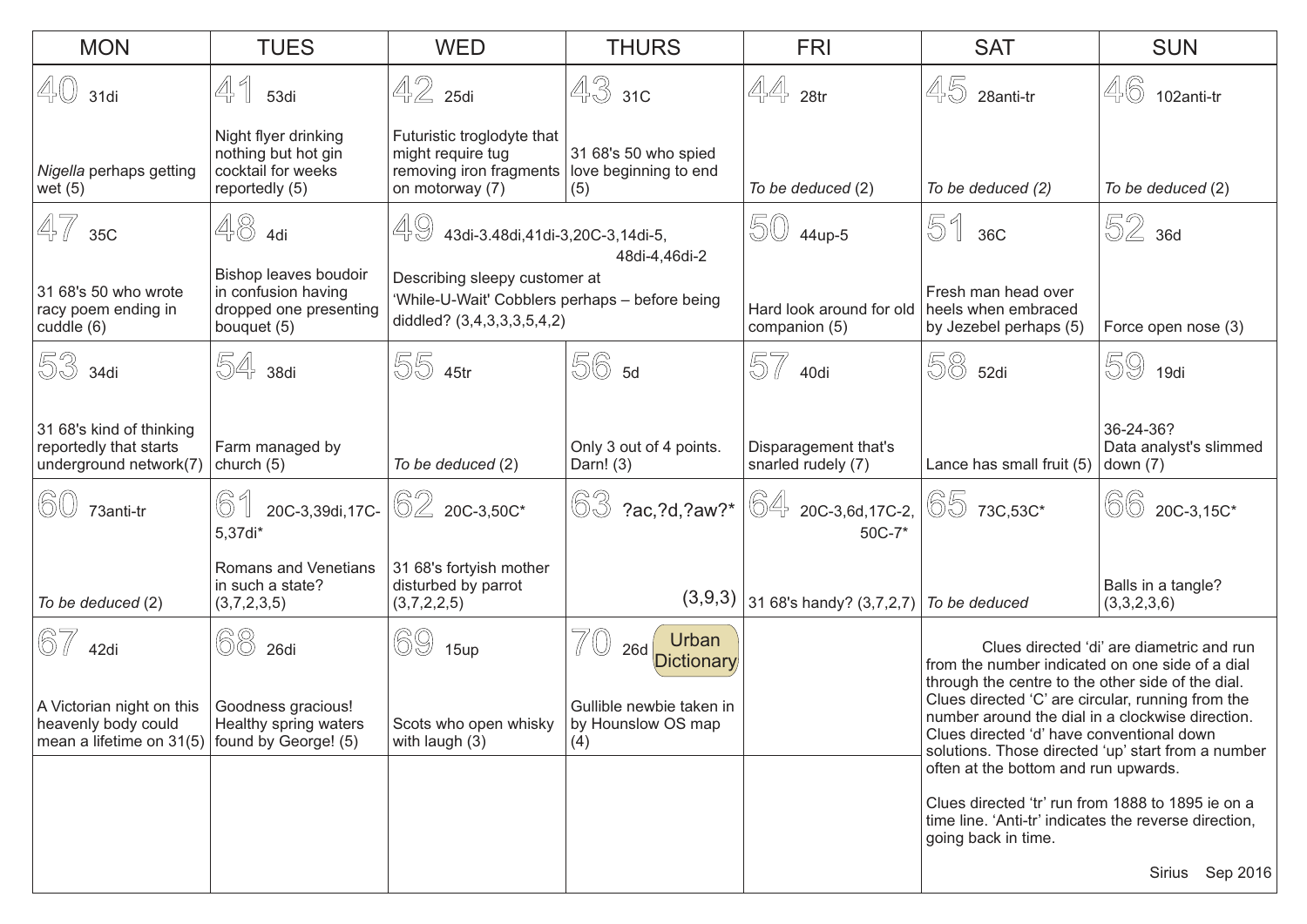| MON | TUES | WED | THURS | FRI | SAT | SUN |
|---|---|---|---|---|---|---|
| 40 31di<br><br>*Nigella* perhaps getting wet (5) | 41 53di<br><br>Night flyer drinking nothing but hot gin cocktail for weeks reportedly (5) | 42 25di<br><br>Futuristic troglodyte that might require tug removing iron fragments on motorway (7) | 43 31C<br><br>31 68's 50 who spied love beginning to end (5) | 44 28tr<br><br>*To be deduced* (2) | 45 28anti-tr<br><br>*To be deduced (2)* | 46 102anti-tr<br><br>*To be deduced* (2) |
| 47 35C<br><br>31 68's 50 who wrote racy poem ending in cuddle (6) | 48 4di<br><br>Bishop leaves boudoir in confusion having dropped one presenting bouquet (5) | 49 43di-3.48di,41di-3,20C-3,14di-5, 48di-4,46di-2<br><br>Describing sleepy customer at 'While-U-Wait' Cobblers perhaps – before being diddled? (3,4,3,3,3,5,4,2) | | 50 44up-5<br><br>Hard look around for old companion (5) | 51 36C<br><br>Fresh man head over heels when embraced by Jezebel perhaps (5) | 52 36d<br><br>Force open nose (3) |
| 53 34di<br><br>31 68's kind of thinking reportedly that starts underground network(7) | 54 38di<br><br>Farm managed by church (5) | 55 45tr<br><br>*To be deduced* (2) | 56 5d<br><br>Only 3 out of 4 points. Darn! (3) | 57 40di<br><br>Disparagement that's snarled rudely (7) | 58 52di<br><br>Lance has small fruit (5) | 59 19di<br><br>36-24-36? Data analyst's slimmed down (7) |
| 60 73anti-tr<br><br>*To be deduced* (2) | 61 20C-3,39di,17C-5,37di*<br><br>Romans and Venetians in such a state? (3,7,2,3,5) | 62 20C-3,50C*<br><br>31 68's fortyish mother disturbed by parrot (3,7,2,2,5) | 63 ?ac,?d,?aw?*<br><br>(3,9,3) | 64 20C-3,6d,17C-2, 50C-7*<br><br>31 68's handy? (3,7,2,7) | 65 73C,53C*<br><br>*To be deduced* | 66 20C-3,15C*<br><br>Balls in a tangle? (3,3,2,3,6) |
| 67 42di<br><br>A Victorian night on this heavenly body could mean a lifetime on 31(5) | 68 26di<br><br>Goodness gracious! Healthy spring waters found by George! (5) | 69 15up<br><br>Scots who open whisky with laugh (3) | 70 26d Urban Dictionary<br><br>Gullible newbie taken in by Hounslow OS map (4) | | | |

Clues directed 'di' are diametric and run from the number indicated on one side of a dial through the centre to the other side of the dial. Clues directed 'C' are circular, running from the number around the dial in a clockwise direction. Clues directed 'd' have conventional down solutions. Those directed 'up' start from a number often at the bottom and run upwards.

Clues directed 'tr' run from 1888 to 1895 ie on a time line. 'Anti-tr' indicates the reverse direction, going back in time.

Sirius Sep 2016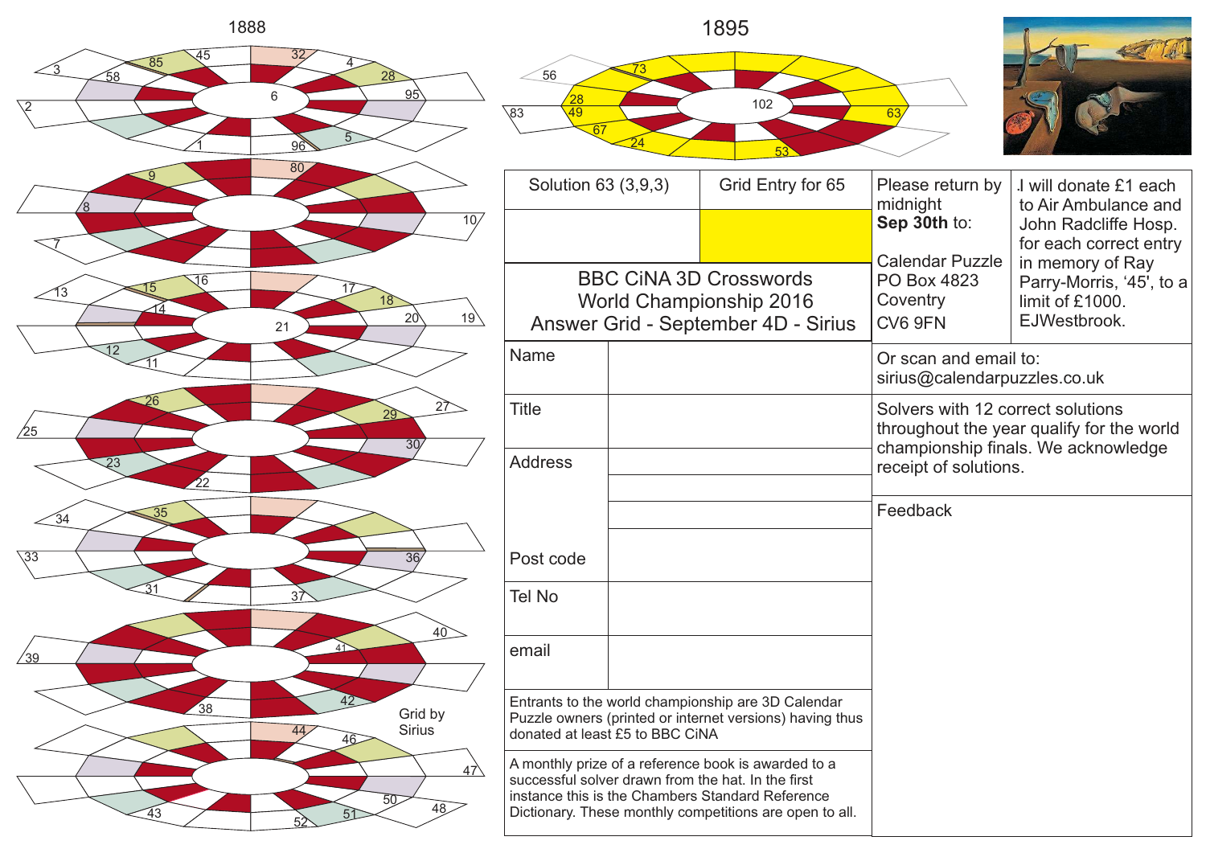1888

3 85 45 32 4 28 58 2 95 6 1 96 5

9 80 8 10 7

13 15 16 17 18 14 20 19 21 12 11

26 29 27 25 30 23 22

34 35 33 36 31 37

40 39 41 42 38

Grid by Sirius

44 46 47 50 48 43 52 51

1895

56 73 28 49 83 102 63 67 24 53

| Solution 63 (3,9,3) | Grid Entry for 65 |
|---|---|
| | |

BBC CiNA 3D Crosswords
World Championship 2016
Answer Grid - September 4D - Sirius

| | |
|---|---|
| Name | |
| Title | |
| Address | |
| | |
| | |
| Post code | |
| Tel No | |
| email | |

Entrants to the world championship are 3D Calendar Puzzle owners (printed or internet versions) having thus donated at least £5 to BBC CiNA

A monthly prize of a reference book is awarded to a successful solver drawn from the hat. In the first instance this is the Chambers Standard Reference Dictionary. These monthly competitions are open to all.

Please return by midnight **Sep 30th** to:

Calendar Puzzle
PO Box 4823
Coventry
CV6 9FN

.I will donate £1 each to Air Ambulance and John Radcliffe Hosp. for each correct entry in memory of Ray Parry-Morris, '45', to a limit of £1000. EJWestbrook.

Or scan and email to:
sirius@calendarpuzzles.co.uk

Solvers with 12 correct solutions throughout the year qualify for the world championship finals. We acknowledge receipt of solutions.

Feedback